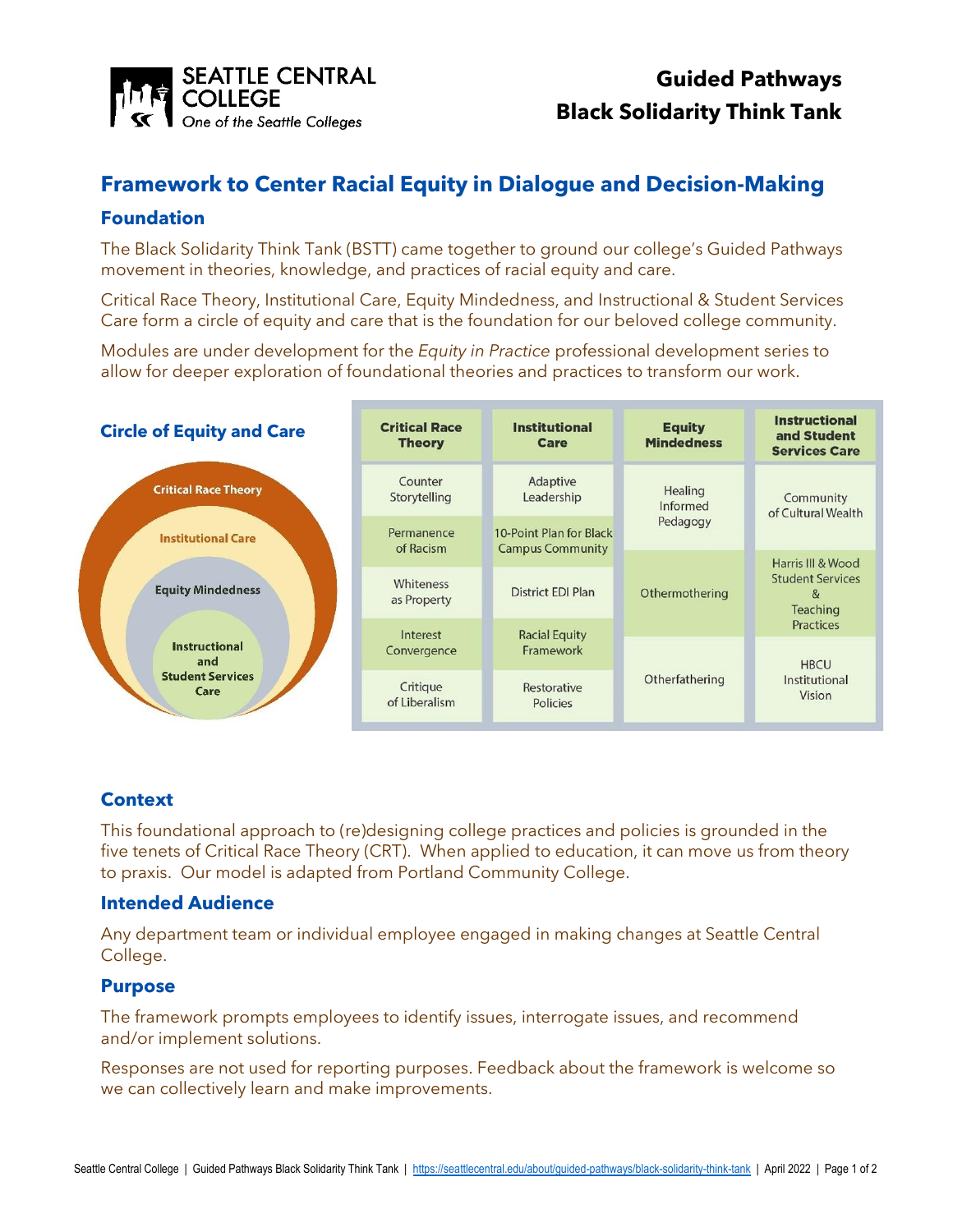# Guided Pathways Black Solidarity Think Tank

## Framework to Center Racial Equity in Dialogue and Decision-Making

### Foundation

The Black Solidarity Think Tank (BSTT) came together to ground our college's Guided Pathways movement in theories, knowledge, and practices of racial equity and care.

Critical Race Theory, Institutional Care, Equity Mindedness, and Instructional & Student Services Care form a circle of equity and care that is the foundation for our beloved college community.

Modules are under development for the *Equity in Practice* professional development series to allow for deeper exploration of foundational theories and practices to transform our work.

### Circle of Equity and Care

Critical Race Theory
Institutional Care
Equity Mindedness
Instructional and Student Services Care

| Critical Race Theory | Institutional Care | Equity Mindedness | Instructional and Student Services Care |
|---|---|---|---|
| Counter Storytelling | Adaptive Leadership | Healing Informed Pedagogy | Community of Cultural Wealth |
| Permanence of Racism | 10-Point Plan for Black Campus Community | | |
| Whiteness as Property | District EDI Plan | Othermothering | Harris III & Wood Student Services & Teaching Practices |
| Interest Convergence | Racial Equity Framework | | |
| Critique of Liberalism | Restorative Policies | Otherfathering | HBCU Institutional Vision |

### Context

This foundational approach to (re)designing college practices and policies is grounded in the five tenets of Critical Race Theory (CRT). When applied to education, it can move us from theory to praxis. Our model is adapted from Portland Community College.

### Intended Audience

Any department team or individual employee engaged in making changes at Seattle Central College.

### Purpose

The framework prompts employees to identify issues, interrogate issues, and recommend and/or implement solutions.

Responses are not used for reporting purposes. Feedback about the framework is welcome so we can collectively learn and make improvements.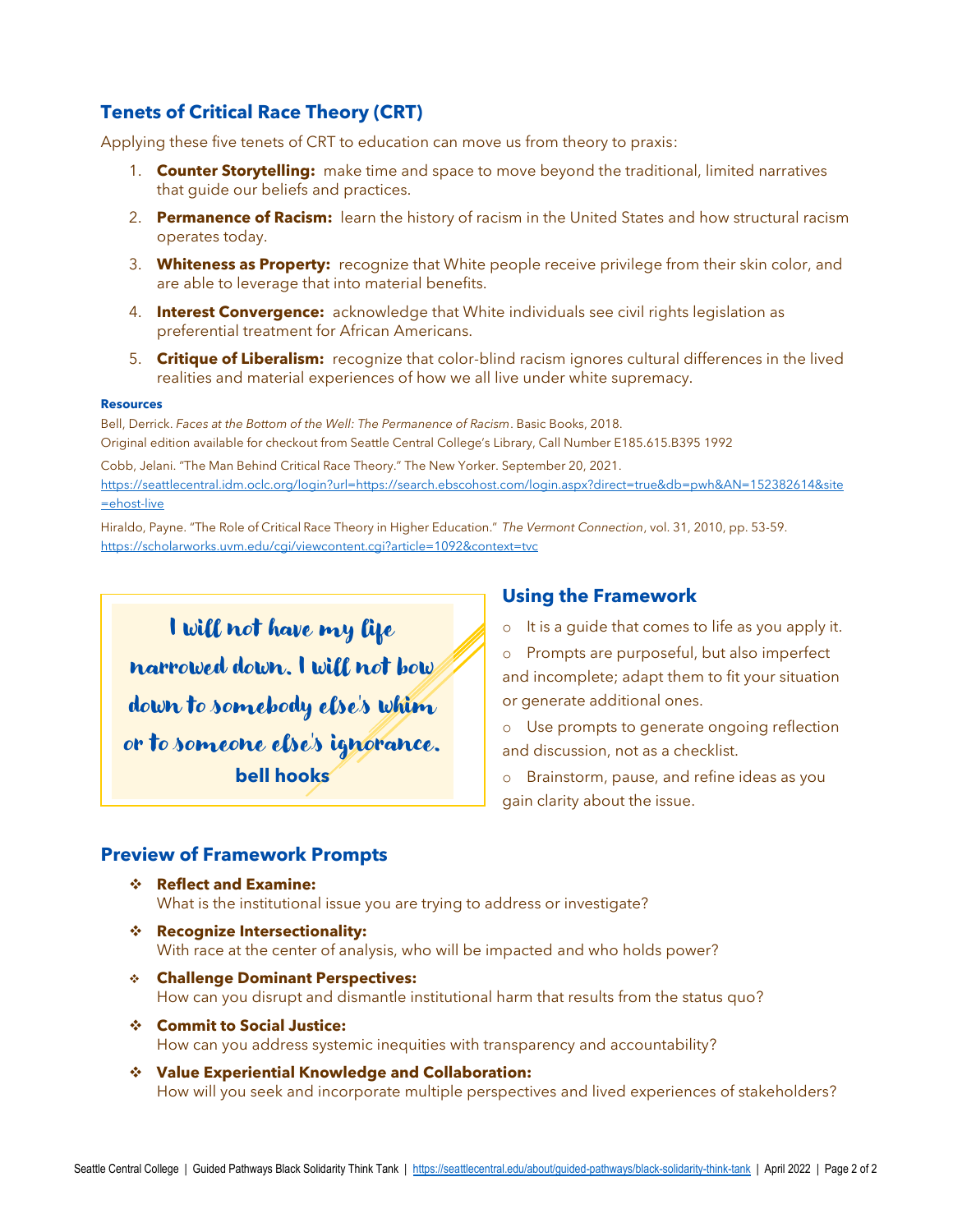## Tenets of Critical Race Theory (CRT)

Applying these five tenets of CRT to education can move us from theory to praxis:

1. **Counter Storytelling:** make time and space to move beyond the traditional, limited narratives that guide our beliefs and practices.
2. **Permanence of Racism:** learn the history of racism in the United States and how structural racism operates today.
3. **Whiteness as Property:** recognize that White people receive privilege from their skin color, and are able to leverage that into material benefits.
4. **Interest Convergence:** acknowledge that White individuals see civil rights legislation as preferential treatment for African Americans.
5. **Critique of Liberalism:** recognize that color-blind racism ignores cultural differences in the lived realities and material experiences of how we all live under white supremacy.

**Resources**

Bell, Derrick. *Faces at the Bottom of the Well: The Permanence of Racism*. Basic Books, 2018.
Original edition available for checkout from Seattle Central College's Library, Call Number E185.615.B395 1992

Cobb, Jelani. "The Man Behind Critical Race Theory." The New Yorker. September 20, 2021.
https://seattlecentral.idm.oclc.org/login?url=https://search.ebscohost.com/login.aspx?direct=true&db=pwh&AN=152382614&site=ehost-live

Hiraldo, Payne. "The Role of Critical Race Theory in Higher Education." *The Vermont Connection*, vol. 31, 2010, pp. 53-59.
https://scholarworks.uvm.edu/cgi/viewcontent.cgi?article=1092&context=tvc

> I will not have my life narrowed down. I will not bow down to somebody else's whim or to someone else's ignorance.
>
> **bell hooks**

## Using the Framework

- It is a guide that comes to life as you apply it.
- Prompts are purposeful, but also imperfect and incomplete; adapt them to fit your situation or generate additional ones.
- Use prompts to generate ongoing reflection and discussion, not as a checklist.
- Brainstorm, pause, and refine ideas as you gain clarity about the issue.

## Preview of Framework Prompts

- **Reflect and Examine:**
  What is the institutional issue you are trying to address or investigate?
- **Recognize Intersectionality:**
  With race at the center of analysis, who will be impacted and who holds power?
- **Challenge Dominant Perspectives:**
  How can you disrupt and dismantle institutional harm that results from the status quo?
- **Commit to Social Justice:**
  How can you address systemic inequities with transparency and accountability?
- **Value Experiential Knowledge and Collaboration:**
  How will you seek and incorporate multiple perspectives and lived experiences of stakeholders?

Seattle Central College | Guided Pathways Black Solidarity Think Tank | https://seattlecentral.edu/about/guided-pathways/black-solidarity-think-tank | April 2022